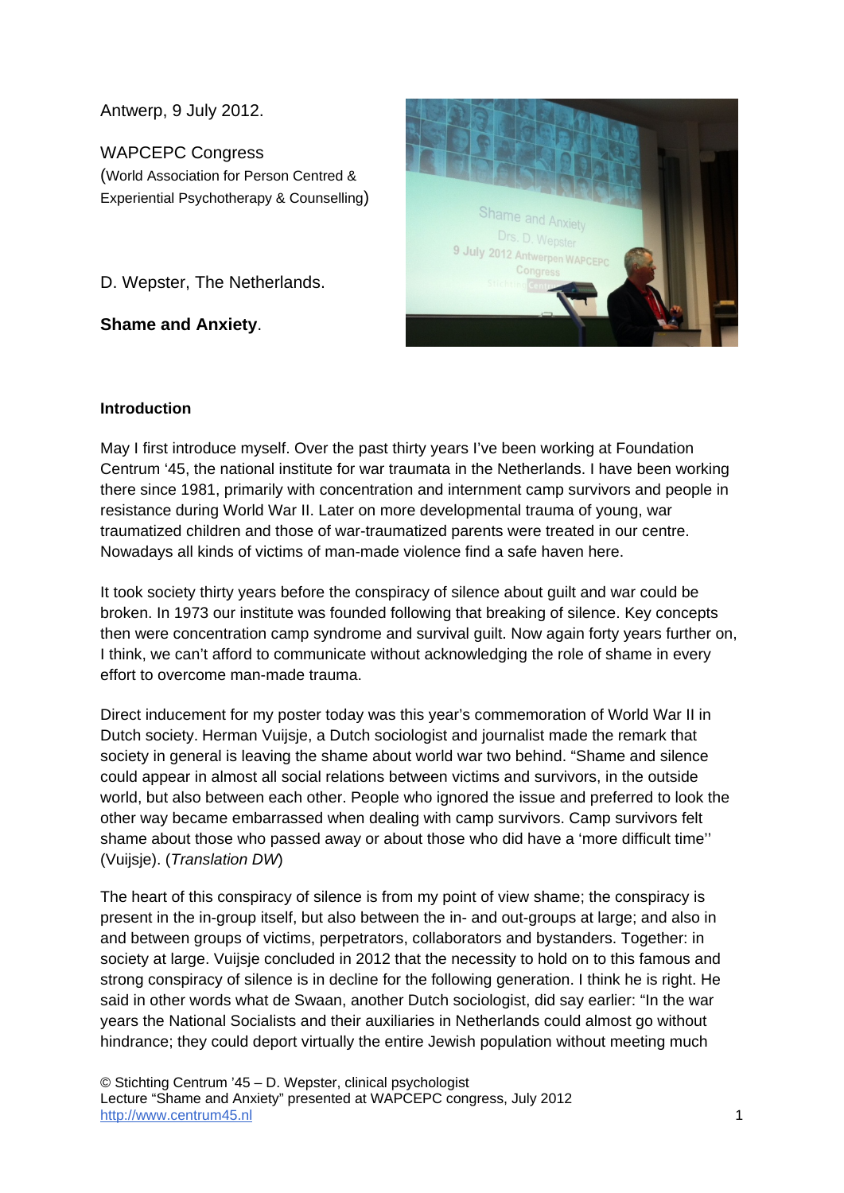Antwerp, 9 July 2012.

WAPCEPC Congress
(World Association for Person Centred & Experiential Psychotherapy & Counselling)

D. Wepster, The Netherlands.

**Shame and Anxiety**.

**Introduction**

May I first introduce myself. Over the past thirty years I've been working at Foundation Centrum '45, the national institute for war traumata in the Netherlands. I have been working there since 1981, primarily with concentration and internment camp survivors and people in resistance during World War II. Later on more developmental trauma of young, war traumatized children and those of war-traumatized parents were treated in our centre. Nowadays all kinds of victims of man-made violence find a safe haven here.

It took society thirty years before the conspiracy of silence about guilt and war could be broken. In 1973 our institute was founded following that breaking of silence. Key concepts then were concentration camp syndrome and survival guilt. Now again forty years further on, I think, we can't afford to communicate without acknowledging the role of shame in every effort to overcome man-made trauma.

Direct inducement for my poster today was this year's commemoration of World War II in Dutch society. Herman Vuijsje, a Dutch sociologist and journalist made the remark that society in general is leaving the shame about world war two behind. "Shame and silence could appear in almost all social relations between victims and survivors, in the outside world, but also between each other. People who ignored the issue and preferred to look the other way became embarrassed when dealing with camp survivors. Camp survivors felt shame about those who passed away or about those who did have a 'more difficult time'' (Vuijsje). (*Translation DW*)

The heart of this conspiracy of silence is from my point of view shame; the conspiracy is present in the in-group itself, but also between the in- and out-groups at large; and also in and between groups of victims, perpetrators, collaborators and bystanders. Together: in society at large. Vuijsje concluded in 2012 that the necessity to hold on to this famous and strong conspiracy of silence is in decline for the following generation. I think he is right. He said in other words what de Swaan, another Dutch sociologist, did say earlier: "In the war years the National Socialists and their auxiliaries in Netherlands could almost go without hindrance; they could deport virtually the entire Jewish population without meeting much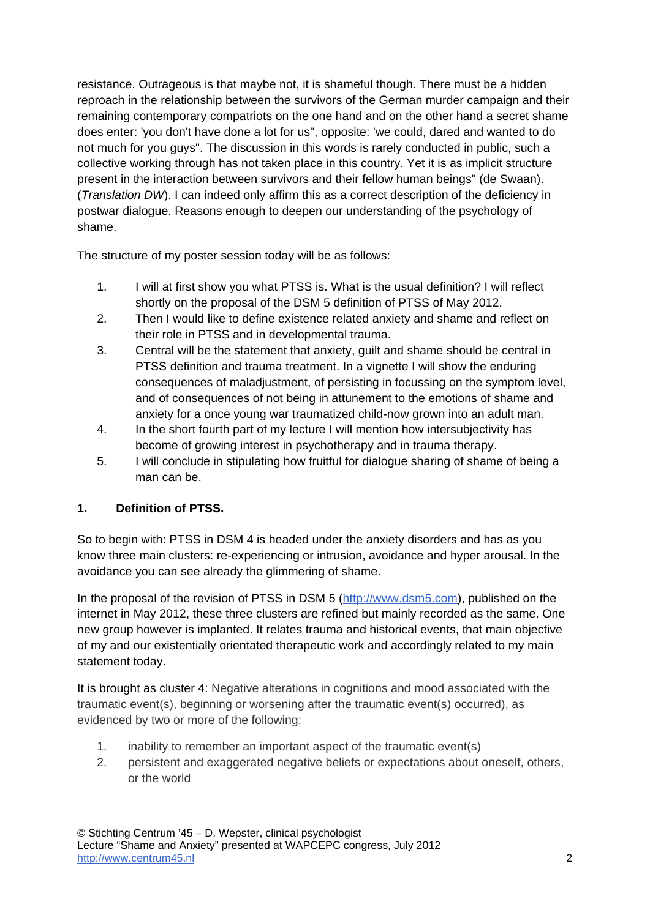resistance. Outrageous is that maybe not, it is shameful though. There must be a hidden reproach in the relationship between the survivors of the German murder campaign and their remaining contemporary compatriots on the one hand and on the other hand a secret shame does enter: 'you don't have done a lot for us", opposite: 'we could, dared and wanted to do not much for you guys". The discussion in this words is rarely conducted in public, such a collective working through has not taken place in this country. Yet it is as implicit structure present in the interaction between survivors and their fellow human beings" (de Swaan). (*Translation DW*). I can indeed only affirm this as a correct description of the deficiency in postwar dialogue. Reasons enough to deepen our understanding of the psychology of shame.

The structure of my poster session today will be as follows:

1. I will at first show you what PTSS is. What is the usual definition? I will reflect shortly on the proposal of the DSM 5 definition of PTSS of May 2012.
2. Then I would like to define existence related anxiety and shame and reflect on their role in PTSS and in developmental trauma.
3. Central will be the statement that anxiety, guilt and shame should be central in PTSS definition and trauma treatment. In a vignette I will show the enduring consequences of maladjustment, of persisting in focussing on the symptom level, and of consequences of not being in attunement to the emotions of shame and anxiety for a once young war traumatized child-now grown into an adult man.
4. In the short fourth part of my lecture I will mention how intersubjectivity has become of growing interest in psychotherapy and in trauma therapy.
5. I will conclude in stipulating how fruitful for dialogue sharing of shame of being a man can be.

## 1. Definition of PTSS.

So to begin with: PTSS in DSM 4 is headed under the anxiety disorders and has as you know three main clusters: re-experiencing or intrusion, avoidance and hyper arousal. In the avoidance you can see already the glimmering of shame.

In the proposal of the revision of PTSS in DSM 5 (http://www.dsm5.com), published on the internet in May 2012, these three clusters are refined but mainly recorded as the same. One new group however is implanted. It relates trauma and historical events, that main objective of my and our existentially orientated therapeutic work and accordingly related to my main statement today.

It is brought as cluster 4: Negative alterations in cognitions and mood associated with the traumatic event(s), beginning or worsening after the traumatic event(s) occurred), as evidenced by two or more of the following:

1. inability to remember an important aspect of the traumatic event(s)
2. persistent and exaggerated negative beliefs or expectations about oneself, others, or the world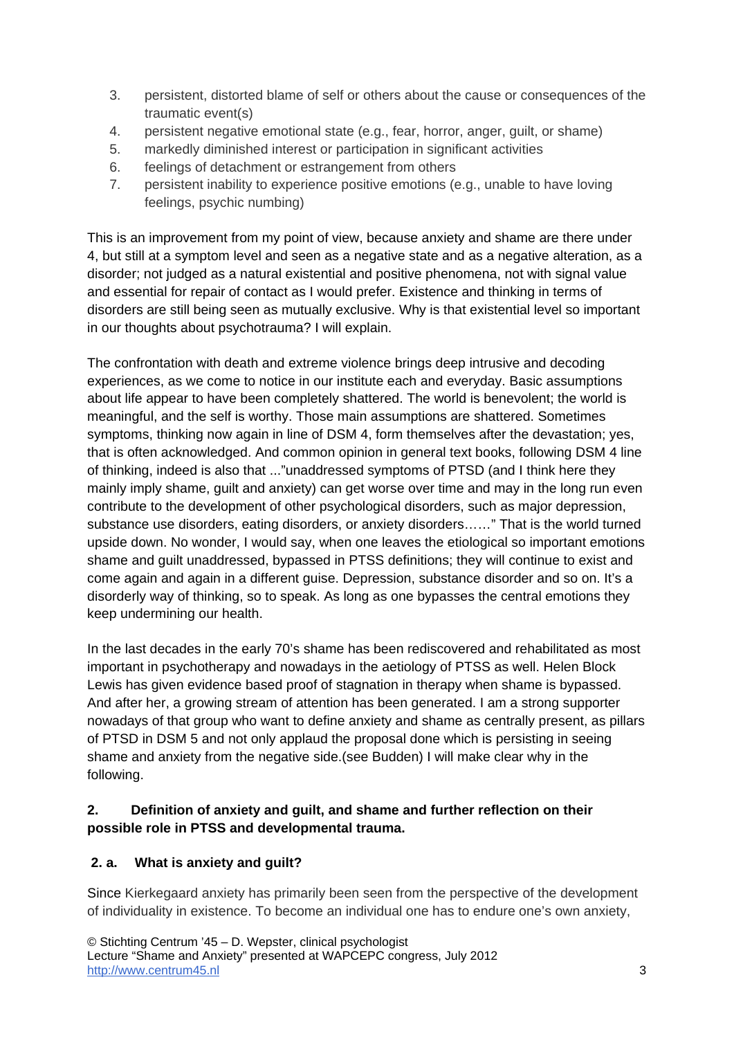3. persistent, distorted blame of self or others about the cause or consequences of the traumatic event(s)
4. persistent negative emotional state (e.g., fear, horror, anger, guilt, or shame)
5. markedly diminished interest or participation in significant activities
6. feelings of detachment or estrangement from others
7. persistent inability to experience positive emotions (e.g., unable to have loving feelings, psychic numbing)

This is an improvement from my point of view, because anxiety and shame are there under 4, but still at a symptom level and seen as a negative state and as a negative alteration, as a disorder; not judged as a natural existential and positive phenomena, not with signal value and essential for repair of contact as I would prefer. Existence and thinking in terms of disorders are still being seen as mutually exclusive. Why is that existential level so important in our thoughts about psychotrauma? I will explain.

The confrontation with death and extreme violence brings deep intrusive and decoding experiences, as we come to notice in our institute each and everyday. Basic assumptions about life appear to have been completely shattered. The world is benevolent; the world is meaningful, and the self is worthy. Those main assumptions are shattered. Sometimes symptoms, thinking now again in line of DSM 4, form themselves after the devastation; yes, that is often acknowledged. And common opinion in general text books, following DSM 4 line of thinking, indeed is also that ..."unaddressed symptoms of PTSD (and I think here they mainly imply shame, guilt and anxiety) can get worse over time and may in the long run even contribute to the development of other psychological disorders, such as major depression, substance use disorders, eating disorders, or anxiety disorders……" That is the world turned upside down. No wonder, I would say, when one leaves the etiological so important emotions shame and guilt unaddressed, bypassed in PTSS definitions; they will continue to exist and come again and again in a different guise. Depression, substance disorder and so on. It's a disorderly way of thinking, so to speak. As long as one bypasses the central emotions they keep undermining our health.

In the last decades in the early 70's shame has been rediscovered and rehabilitated as most important in psychotherapy and nowadays in the aetiology of PTSS as well. Helen Block Lewis has given evidence based proof of stagnation in therapy when shame is bypassed. And after her, a growing stream of attention has been generated. I am a strong supporter nowadays of that group who want to define anxiety and shame as centrally present, as pillars of PTSD in DSM 5 and not only applaud the proposal done which is persisting in seeing shame and anxiety from the negative side.(see Budden) I will make clear why in the following.

## 2. Definition of anxiety and guilt, and shame and further reflection on their possible role in PTSS and developmental trauma.

### 2. a. What is anxiety and guilt?

Since Kierkegaard anxiety has primarily been seen from the perspective of the development of individuality in existence. To become an individual one has to endure one's own anxiety,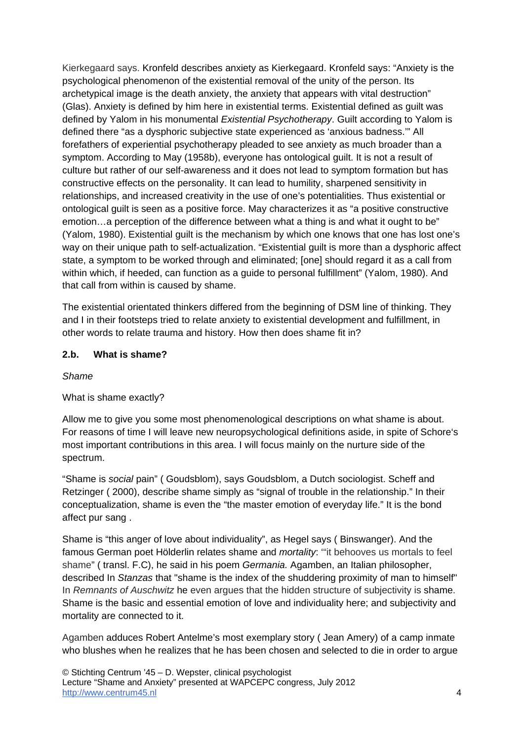Kierkegaard says. Kronfeld describes anxiety as Kierkegaard. Kronfeld says: "Anxiety is the psychological phenomenon of the existential removal of the unity of the person. Its archetypical image is the death anxiety, the anxiety that appears with vital destruction" (Glas). Anxiety is defined by him here in existential terms. Existential defined as guilt was defined by Yalom in his monumental *Existential Psychotherapy*. Guilt according to Yalom is defined there "as a dysphoric subjective state experienced as 'anxious badness.'" All forefathers of experiential psychotherapy pleaded to see anxiety as much broader than a symptom. According to May (1958b), everyone has ontological guilt. It is not a result of culture but rather of our self-awareness and it does not lead to symptom formation but has constructive effects on the personality. It can lead to humility, sharpened sensitivity in relationships, and increased creativity in the use of one's potentialities. Thus existential or ontological guilt is seen as a positive force. May characterizes it as "a positive constructive emotion…a perception of the difference between what a thing is and what it ought to be" (Yalom, 1980). Existential guilt is the mechanism by which one knows that one has lost one's way on their unique path to self-actualization. "Existential guilt is more than a dysphoric affect state, a symptom to be worked through and eliminated; [one] should regard it as a call from within which, if heeded, can function as a guide to personal fulfillment" (Yalom, 1980). And that call from within is caused by shame.

The existential orientated thinkers differed from the beginning of DSM line of thinking. They and I in their footsteps tried to relate anxiety to existential development and fulfillment, in other words to relate trauma and history. How then does shame fit in?

### 2.b. What is shame?

*Shame*

What is shame exactly?

Allow me to give you some most phenomenological descriptions on what shame is about. For reasons of time I will leave new neuropsychological definitions aside, in spite of Schore's most important contributions in this area. I will focus mainly on the nurture side of the spectrum.

"Shame is *social* pain" ( Goudsblom), says Goudsblom, a Dutch sociologist. Scheff and Retzinger ( 2000), describe shame simply as "signal of trouble in the relationship." In their conceptualization, shame is even the "the master emotion of everyday life." It is the bond affect pur sang .

Shame is "this anger of love about individuality", as Hegel says ( Binswanger). And the famous German poet Hölderlin relates shame and *mortality*: '"it behooves us mortals to feel shame" ( transl. F.C), he said in his poem *Germania.* Agamben, an Italian philosopher, described In *Stanzas* that "shame is the index of the shuddering proximity of man to himself" In *Remnants of Auschwitz* he even argues that the hidden structure of subjectivity is shame. Shame is the basic and essential emotion of love and individuality here; and subjectivity and mortality are connected to it.

Agamben adduces Robert Antelme's most exemplary story ( Jean Amery) of a camp inmate who blushes when he realizes that he has been chosen and selected to die in order to argue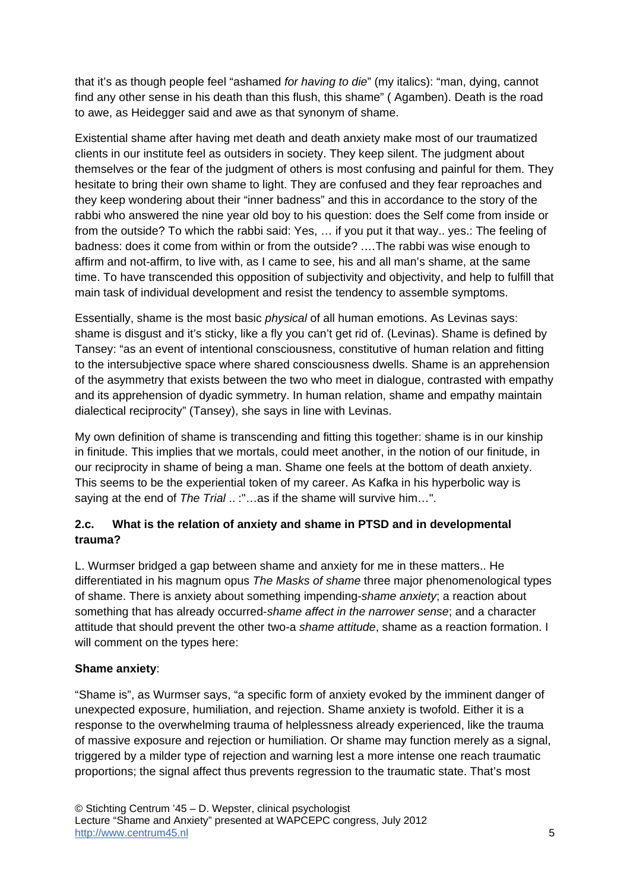that it's as though people feel "ashamed *for having to die*" (my italics): "man, dying, cannot find any other sense in his death than this flush, this shame" ( Agamben). Death is the road to awe, as Heidegger said and awe as that synonym of shame.

Existential shame after having met death and death anxiety make most of our traumatized clients in our institute feel as outsiders in society. They keep silent. The judgment about themselves or the fear of the judgment of others is most confusing and painful for them. They hesitate to bring their own shame to light. They are confused and they fear reproaches and they keep wondering about their "inner badness" and this in accordance to the story of the rabbi who answered the nine year old boy to his question: does the Self come from inside or from the outside? To which the rabbi said: Yes, … if you put it that way.. yes.: The feeling of badness: does it come from within or from the outside? ….The rabbi was wise enough to affirm and not-affirm, to live with, as I came to see, his and all man's shame, at the same time. To have transcended this opposition of subjectivity and objectivity, and help to fulfill that main task of individual development and resist the tendency to assemble symptoms.

Essentially, shame is the most basic *physical* of all human emotions. As Levinas says: shame is disgust and it's sticky, like a fly you can't get rid of. (Levinas). Shame is defined by Tansey: "as an event of intentional consciousness, constitutive of human relation and fitting to the intersubjective space where shared consciousness dwells. Shame is an apprehension of the asymmetry that exists between the two who meet in dialogue, contrasted with empathy and its apprehension of dyadic symmetry. In human relation, shame and empathy maintain dialectical reciprocity" (Tansey), she says in line with Levinas.

My own definition of shame is transcending and fitting this together: shame is in our kinship in finitude. This implies that we mortals, could meet another, in the notion of our finitude, in our reciprocity in shame of being a man. Shame one feels at the bottom of death anxiety. This seems to be the experiential token of my career. As Kafka in his hyperbolic way is saying at the end of *The Trial* .. :"…as if the shame will survive him…".

### 2.c. What is the relation of anxiety and shame in PTSD and in developmental trauma?

L. Wurmser bridged a gap between shame and anxiety for me in these matters.. He differentiated in his magnum opus *The Masks of shame* three major phenomenological types of shame. There is anxiety about something impending-*shame anxiety*; a reaction about something that has already occurred-*shame affect in the narrower sense*; and a character attitude that should prevent the other two-a *shame attitude*, shame as a reaction formation. I will comment on the types here:

**Shame anxiety**:

"Shame is", as Wurmser says, "a specific form of anxiety evoked by the imminent danger of unexpected exposure, humiliation, and rejection. Shame anxiety is twofold. Either it is a response to the overwhelming trauma of helplessness already experienced, like the trauma of massive exposure and rejection or humiliation. Or shame may function merely as a signal, triggered by a milder type of rejection and warning lest a more intense one reach traumatic proportions; the signal affect thus prevents regression to the traumatic state. That's most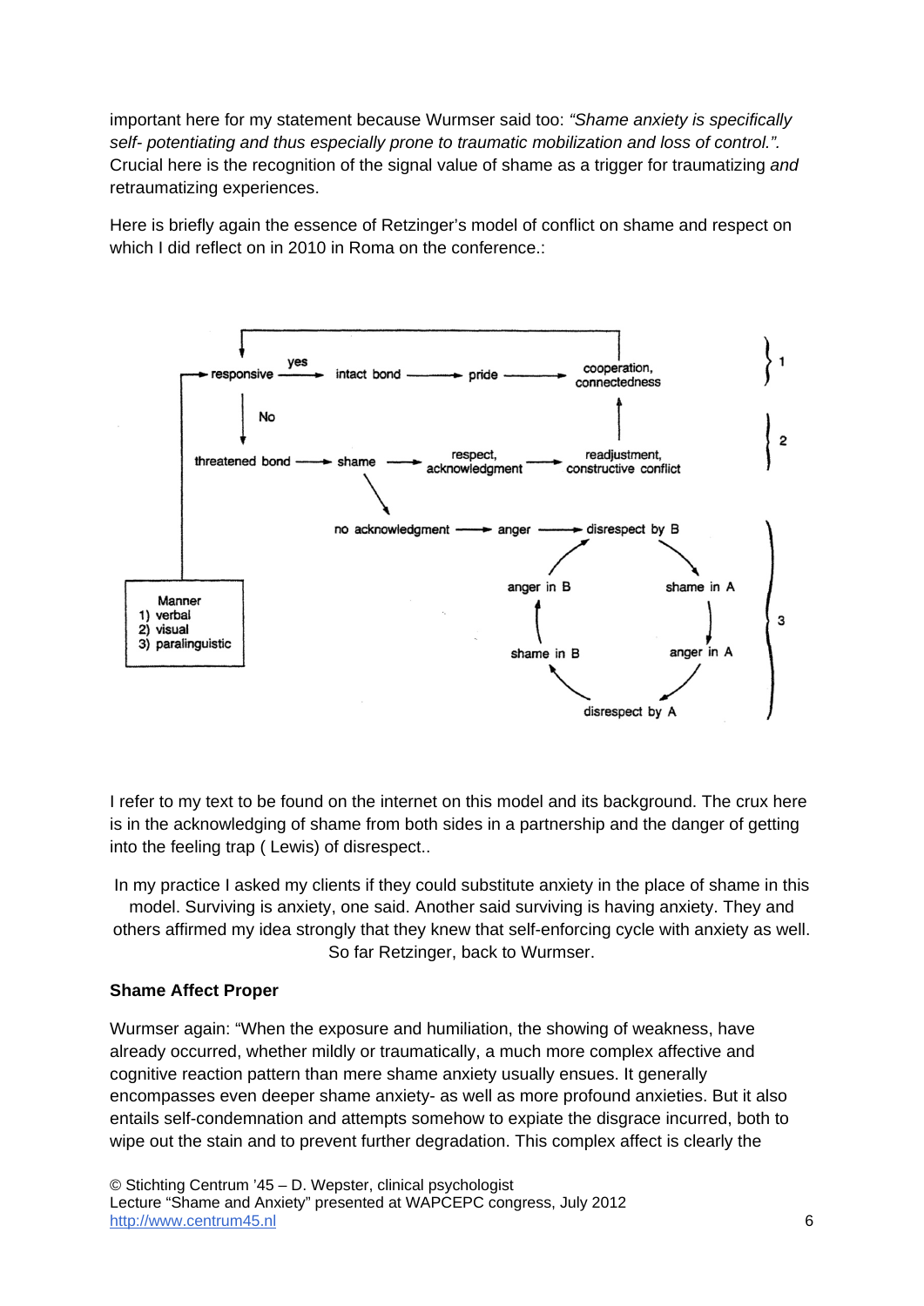important here for my statement because Wurmser said too: *"Shame anxiety is specifically self- potentiating and thus especially prone to traumatic mobilization and loss of control.".* Crucial here is the recognition of the signal value of shame as a trigger for traumatizing *and* retraumatizing experiences.

Here is briefly again the essence of Retzinger's model of conflict on shame and respect on which I did reflect on in 2010 in Roma on the conference.:

```
1  responsive --yes--> intact bond --> pride --> cooperation, connectedness
       |No
2  threatened bond --> shame --> respect, acknowledgment --> readjustment, constructive conflict
3                      no acknowledgment --> anger --> disrespect by B
                       disrespect by B --> shame in A --> anger in A --> disrespect by A
                       disrespect by A --> shame in B --> anger in B --> disrespect by B

Manner
1) verbal
2) visual
3) paralinguistic
```

I refer to my text to be found on the internet on this model and its background. The crux here is in the acknowledging of shame from both sides in a partnership and the danger of getting into the feeling trap ( Lewis) of disrespect..

In my practice I asked my clients if they could substitute anxiety in the place of shame in this model. Surviving is anxiety, one said. Another said surviving is having anxiety. They and others affirmed my idea strongly that they knew that self-enforcing cycle with anxiety as well. So far Retzinger, back to Wurmser.

**Shame Affect Proper**

Wurmser again: "When the exposure and humiliation, the showing of weakness, have already occurred, whether mildly or traumatically, a much more complex affective and cognitive reaction pattern than mere shame anxiety usually ensues. It generally encompasses even deeper shame anxiety- as well as more profound anxieties. But it also entails self-condemnation and attempts somehow to expiate the disgrace incurred, both to wipe out the stain and to prevent further degradation. This complex affect is clearly the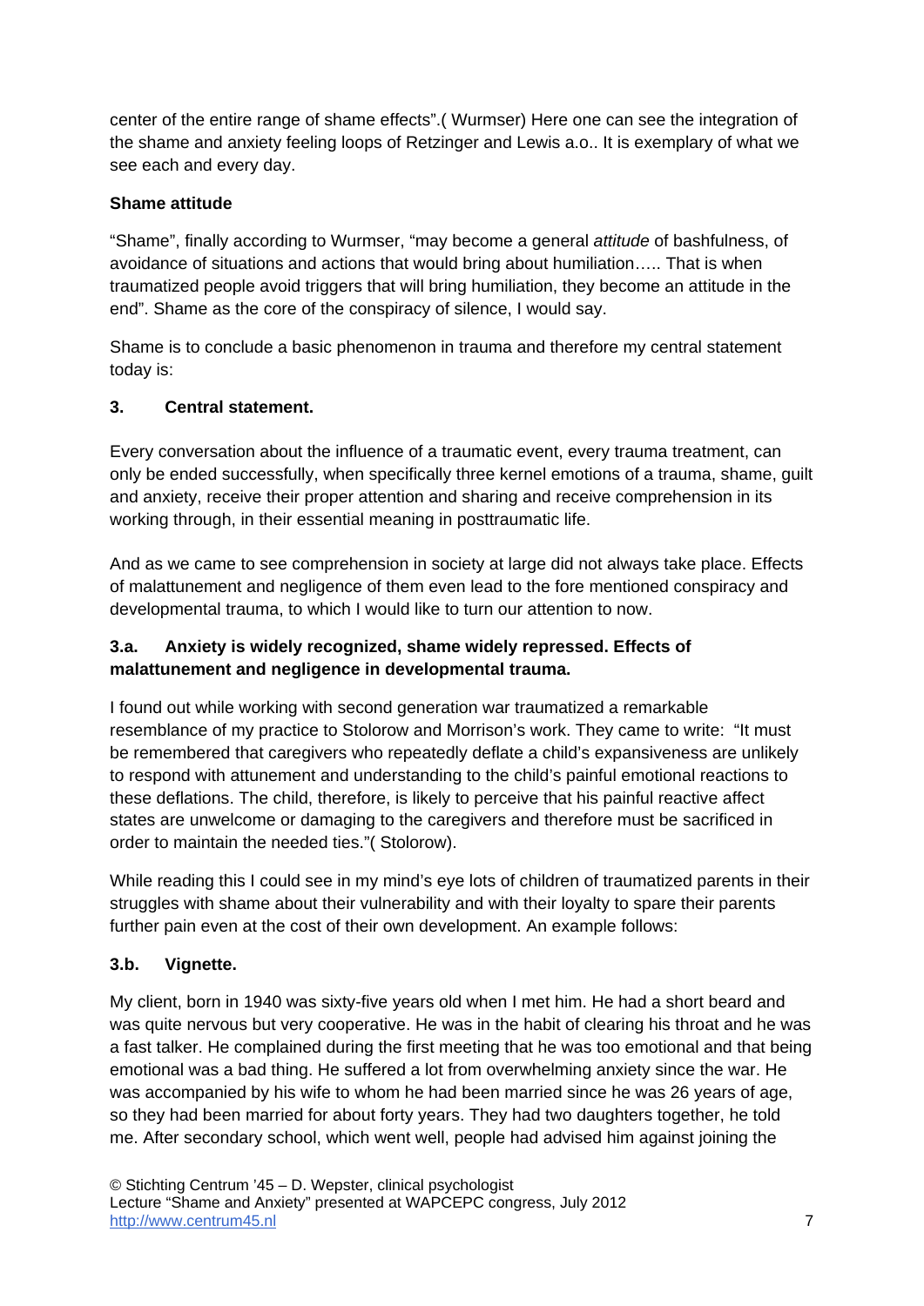center of the entire range of shame effects".( Wurmser) Here one can see the integration of the shame and anxiety feeling loops of Retzinger and Lewis a.o.. It is exemplary of what we see each and every day.

### Shame attitude

"Shame", finally according to Wurmser, "may become a general *attitude* of bashfulness, of avoidance of situations and actions that would bring about humiliation….. That is when traumatized people avoid triggers that will bring humiliation, they become an attitude in the end". Shame as the core of the conspiracy of silence, I would say.

Shame is to conclude a basic phenomenon in trauma and therefore my central statement today is:

## 3. Central statement.

Every conversation about the influence of a traumatic event, every trauma treatment, can only be ended successfully, when specifically three kernel emotions of a trauma, shame, guilt and anxiety, receive their proper attention and sharing and receive comprehension in its working through, in their essential meaning in posttraumatic life.

And as we came to see comprehension in society at large did not always take place. Effects of malattunement and negligence of them even lead to the fore mentioned conspiracy and developmental trauma, to which I would like to turn our attention to now.

### 3.a. Anxiety is widely recognized, shame widely repressed. Effects of malattunement and negligence in developmental trauma.

I found out while working with second generation war traumatized a remarkable resemblance of my practice to Stolorow and Morrison's work. They came to write: "It must be remembered that caregivers who repeatedly deflate a child's expansiveness are unlikely to respond with attunement and understanding to the child's painful emotional reactions to these deflations. The child, therefore, is likely to perceive that his painful reactive affect states are unwelcome or damaging to the caregivers and therefore must be sacrificed in order to maintain the needed ties."( Stolorow).

While reading this I could see in my mind's eye lots of children of traumatized parents in their struggles with shame about their vulnerability and with their loyalty to spare their parents further pain even at the cost of their own development. An example follows:

### 3.b. Vignette.

My client, born in 1940 was sixty-five years old when I met him. He had a short beard and was quite nervous but very cooperative. He was in the habit of clearing his throat and he was a fast talker. He complained during the first meeting that he was too emotional and that being emotional was a bad thing. He suffered a lot from overwhelming anxiety since the war. He was accompanied by his wife to whom he had been married since he was 26 years of age, so they had been married for about forty years. They had two daughters together, he told me. After secondary school, which went well, people had advised him against joining the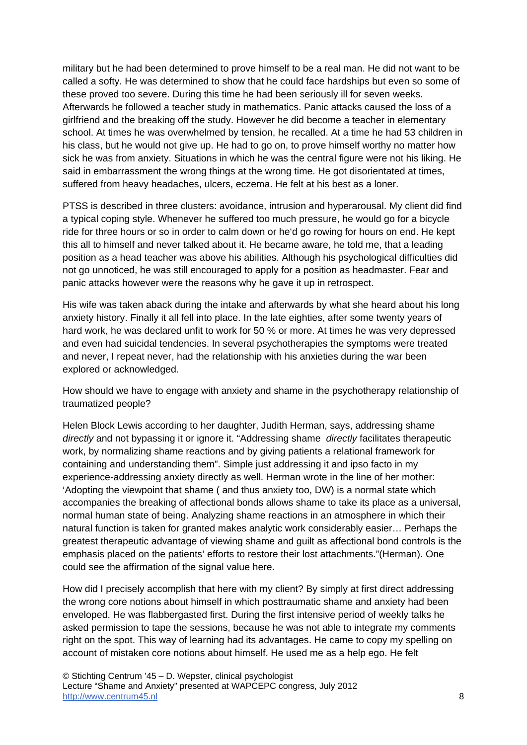military but he had been determined to prove himself to be a real man. He did not want to be called a softy. He was determined to show that he could face hardships but even so some of these proved too severe. During this time he had been seriously ill for seven weeks. Afterwards he followed a teacher study in mathematics. Panic attacks caused the loss of a girlfriend and the breaking off the study. However he did become a teacher in elementary school. At times he was overwhelmed by tension, he recalled. At a time he had 53 children in his class, but he would not give up. He had to go on, to prove himself worthy no matter how sick he was from anxiety. Situations in which he was the central figure were not his liking. He said in embarrassment the wrong things at the wrong time. He got disorientated at times, suffered from heavy headaches, ulcers, eczema. He felt at his best as a loner.

PTSS is described in three clusters: avoidance, intrusion and hyperarousal. My client did find a typical coping style. Whenever he suffered too much pressure, he would go for a bicycle ride for three hours or so in order to calm down or he'd go rowing for hours on end. He kept this all to himself and never talked about it. He became aware, he told me, that a leading position as a head teacher was above his abilities. Although his psychological difficulties did not go unnoticed, he was still encouraged to apply for a position as headmaster. Fear and panic attacks however were the reasons why he gave it up in retrospect.

His wife was taken aback during the intake and afterwards by what she heard about his long anxiety history. Finally it all fell into place. In the late eighties, after some twenty years of hard work, he was declared unfit to work for 50 % or more. At times he was very depressed and even had suicidal tendencies. In several psychotherapies the symptoms were treated and never, I repeat never, had the relationship with his anxieties during the war been explored or acknowledged.

How should we have to engage with anxiety and shame in the psychotherapy relationship of traumatized people?

Helen Block Lewis according to her daughter, Judith Herman, says, addressing shame *directly* and not bypassing it or ignore it. "Addressing shame *directly* facilitates therapeutic work, by normalizing shame reactions and by giving patients a relational framework for containing and understanding them". Simple just addressing it and ipso facto in my experience-addressing anxiety directly as well. Herman wrote in the line of her mother: 'Adopting the viewpoint that shame ( and thus anxiety too, DW) is a normal state which accompanies the breaking of affectional bonds allows shame to take its place as a universal, normal human state of being. Analyzing shame reactions in an atmosphere in which their natural function is taken for granted makes analytic work considerably easier… Perhaps the greatest therapeutic advantage of viewing shame and guilt as affectional bond controls is the emphasis placed on the patients' efforts to restore their lost attachments."(Herman). One could see the affirmation of the signal value here.

How did I precisely accomplish that here with my client? By simply at first direct addressing the wrong core notions about himself in which posttraumatic shame and anxiety had been enveloped. He was flabbergasted first. During the first intensive period of weekly talks he asked permission to tape the sessions, because he was not able to integrate my comments right on the spot. This way of learning had its advantages. He came to copy my spelling on account of mistaken core notions about himself. He used me as a help ego. He felt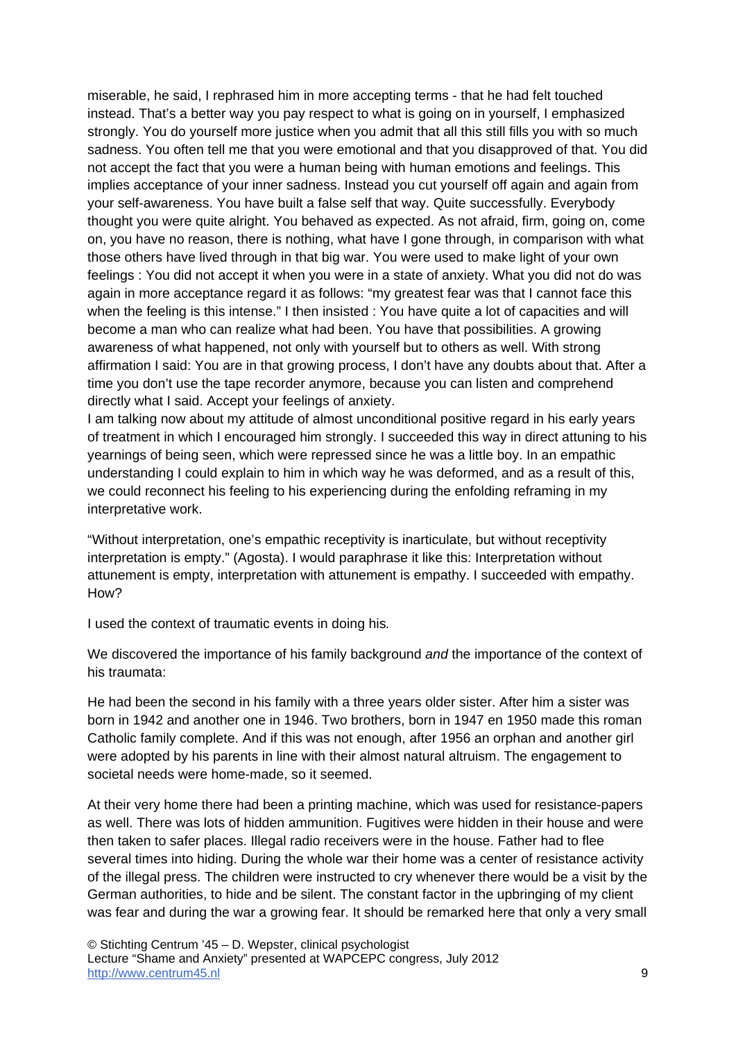miserable, he said, I rephrased him in more accepting terms - that he had felt touched instead. That's a better way you pay respect to what is going on in yourself, I emphasized strongly. You do yourself more justice when you admit that all this still fills you with so much sadness. You often tell me that you were emotional and that you disapproved of that. You did not accept the fact that you were a human being with human emotions and feelings. This implies acceptance of your inner sadness. Instead you cut yourself off again and again from your self-awareness. You have built a false self that way. Quite successfully. Everybody thought you were quite alright. You behaved as expected. As not afraid, firm, going on, come on, you have no reason, there is nothing, what have I gone through, in comparison with what those others have lived through in that big war. You were used to make light of your own feelings : You did not accept it when you were in a state of anxiety. What you did not do was again in more acceptance regard it as follows: "my greatest fear was that I cannot face this when the feeling is this intense." I then insisted : You have quite a lot of capacities and will become a man who can realize what had been. You have that possibilities. A growing awareness of what happened, not only with yourself but to others as well. With strong affirmation I said: You are in that growing process, I don't have any doubts about that. After a time you don't use the tape recorder anymore, because you can listen and comprehend directly what I said. Accept your feelings of anxiety.
I am talking now about my attitude of almost unconditional positive regard in his early years of treatment in which I encouraged him strongly. I succeeded this way in direct attuning to his yearnings of being seen, which were repressed since he was a little boy. In an empathic understanding I could explain to him in which way he was deformed, and as a result of this, we could reconnect his feeling to his experiencing during the enfolding reframing in my interpretative work.

"Without interpretation, one's empathic receptivity is inarticulate, but without receptivity interpretation is empty." (Agosta). I would paraphrase it like this: Interpretation without attunement is empty, interpretation with attunement is empathy. I succeeded with empathy. How?

I used the context of traumatic events in doing his*.*

We discovered the importance of his family background *and* the importance of the context of his traumata:

He had been the second in his family with a three years older sister. After him a sister was born in 1942 and another one in 1946. Two brothers, born in 1947 en 1950 made this roman Catholic family complete. And if this was not enough, after 1956 an orphan and another girl were adopted by his parents in line with their almost natural altruism. The engagement to societal needs were home-made, so it seemed.

At their very home there had been a printing machine, which was used for resistance-papers as well. There was lots of hidden ammunition. Fugitives were hidden in their house and were then taken to safer places. Illegal radio receivers were in the house. Father had to flee several times into hiding. During the whole war their home was a center of resistance activity of the illegal press. The children were instructed to cry whenever there would be a visit by the German authorities, to hide and be silent. The constant factor in the upbringing of my client was fear and during the war a growing fear. It should be remarked here that only a very small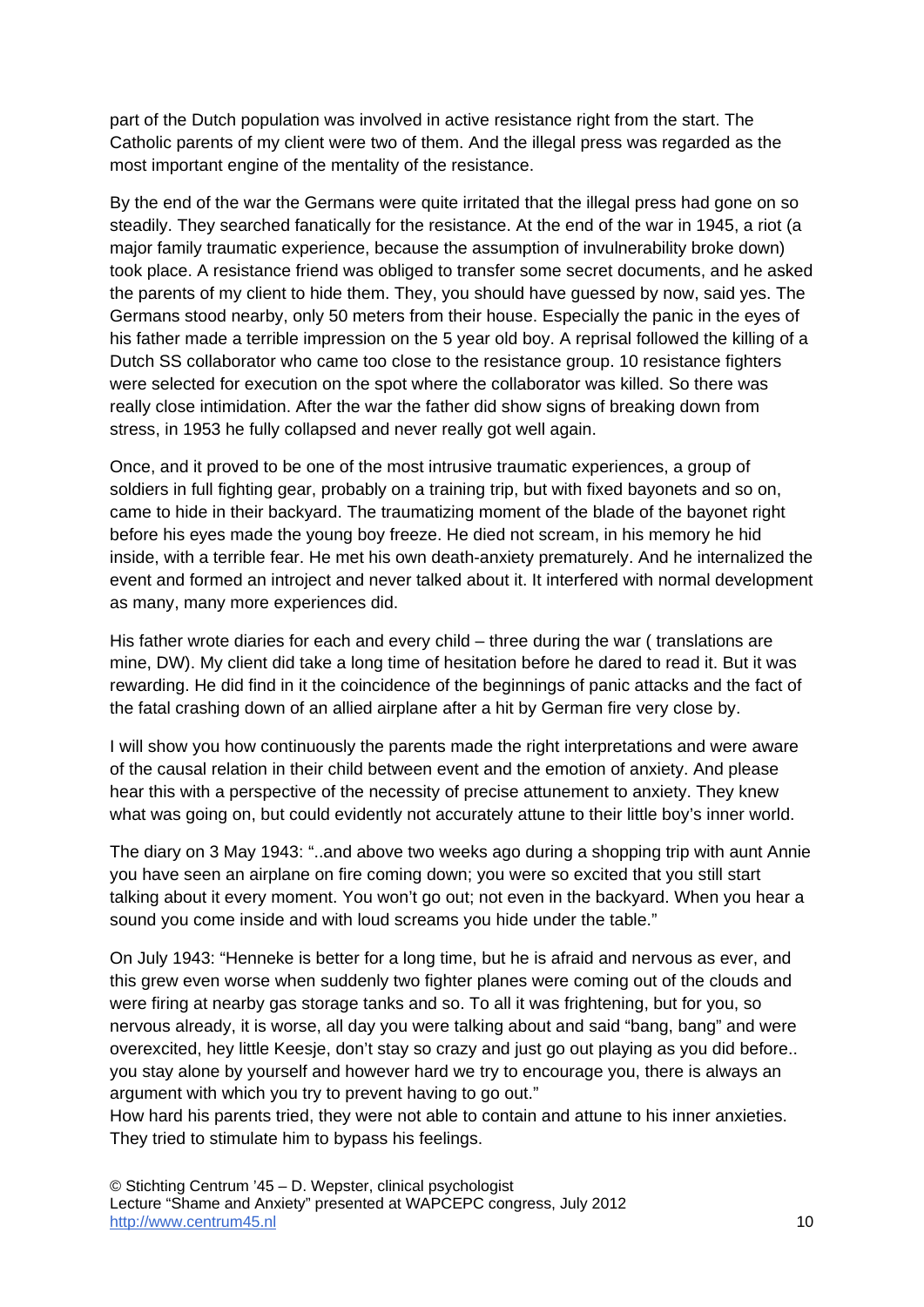part of the Dutch population was involved in active resistance right from the start. The Catholic parents of my client were two of them. And the illegal press was regarded as the most important engine of the mentality of the resistance.

By the end of the war the Germans were quite irritated that the illegal press had gone on so steadily. They searched fanatically for the resistance. At the end of the war in 1945, a riot (a major family traumatic experience, because the assumption of invulnerability broke down) took place. A resistance friend was obliged to transfer some secret documents, and he asked the parents of my client to hide them. They, you should have guessed by now, said yes. The Germans stood nearby, only 50 meters from their house. Especially the panic in the eyes of his father made a terrible impression on the 5 year old boy. A reprisal followed the killing of a Dutch SS collaborator who came too close to the resistance group. 10 resistance fighters were selected for execution on the spot where the collaborator was killed. So there was really close intimidation. After the war the father did show signs of breaking down from stress, in 1953 he fully collapsed and never really got well again.

Once, and it proved to be one of the most intrusive traumatic experiences, a group of soldiers in full fighting gear, probably on a training trip, but with fixed bayonets and so on, came to hide in their backyard. The traumatizing moment of the blade of the bayonet right before his eyes made the young boy freeze. He died not scream, in his memory he hid inside, with a terrible fear. He met his own death-anxiety prematurely. And he internalized the event and formed an introject and never talked about it. It interfered with normal development as many, many more experiences did.

His father wrote diaries for each and every child – three during the war ( translations are mine, DW). My client did take a long time of hesitation before he dared to read it. But it was rewarding. He did find in it the coincidence of the beginnings of panic attacks and the fact of the fatal crashing down of an allied airplane after a hit by German fire very close by.

I will show you how continuously the parents made the right interpretations and were aware of the causal relation in their child between event and the emotion of anxiety. And please hear this with a perspective of the necessity of precise attunement to anxiety. They knew what was going on, but could evidently not accurately attune to their little boy's inner world.

The diary on 3 May 1943: "..and above two weeks ago during a shopping trip with aunt Annie you have seen an airplane on fire coming down; you were so excited that you still start talking about it every moment. You won't go out; not even in the backyard. When you hear a sound you come inside and with loud screams you hide under the table."

On July 1943: "Henneke is better for a long time, but he is afraid and nervous as ever, and this grew even worse when suddenly two fighter planes were coming out of the clouds and were firing at nearby gas storage tanks and so. To all it was frightening, but for you, so nervous already, it is worse, all day you were talking about and said "bang, bang" and were overexcited, hey little Keesje, don't stay so crazy and just go out playing as you did before.. you stay alone by yourself and however hard we try to encourage you, there is always an argument with which you try to prevent having to go out."
How hard his parents tried, they were not able to contain and attune to his inner anxieties. They tried to stimulate him to bypass his feelings.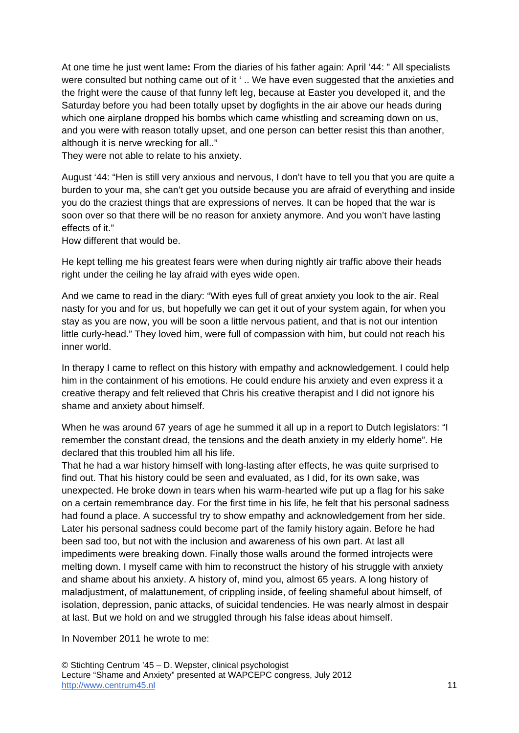At one time he just went lame**:** From the diaries of his father again: April '44: " All specialists were consulted but nothing came out of it ' .. We have even suggested that the anxieties and the fright were the cause of that funny left leg, because at Easter you developed it, and the Saturday before you had been totally upset by dogfights in the air above our heads during which one airplane dropped his bombs which came whistling and screaming down on us, and you were with reason totally upset, and one person can better resist this than another, although it is nerve wrecking for all.."
They were not able to relate to his anxiety.

August '44: "Hen is still very anxious and nervous, I don't have to tell you that you are quite a burden to your ma, she can't get you outside because you are afraid of everything and inside you do the craziest things that are expressions of nerves. It can be hoped that the war is soon over so that there will be no reason for anxiety anymore. And you won't have lasting effects of it."
How different that would be.

He kept telling me his greatest fears were when during nightly air traffic above their heads right under the ceiling he lay afraid with eyes wide open.

And we came to read in the diary: "With eyes full of great anxiety you look to the air. Real nasty for you and for us, but hopefully we can get it out of your system again, for when you stay as you are now, you will be soon a little nervous patient, and that is not our intention little curly-head." They loved him, were full of compassion with him, but could not reach his inner world.

In therapy I came to reflect on this history with empathy and acknowledgement. I could help him in the containment of his emotions. He could endure his anxiety and even express it a creative therapy and felt relieved that Chris his creative therapist and I did not ignore his shame and anxiety about himself.

When he was around 67 years of age he summed it all up in a report to Dutch legislators: "I remember the constant dread, the tensions and the death anxiety in my elderly home". He declared that this troubled him all his life.
That he had a war history himself with long-lasting after effects, he was quite surprised to find out. That his history could be seen and evaluated, as I did, for its own sake, was unexpected. He broke down in tears when his warm-hearted wife put up a flag for his sake on a certain remembrance day. For the first time in his life, he felt that his personal sadness had found a place. A successful try to show empathy and acknowledgement from her side. Later his personal sadness could become part of the family history again. Before he had been sad too, but not with the inclusion and awareness of his own part. At last all impediments were breaking down. Finally those walls around the formed introjects were melting down. I myself came with him to reconstruct the history of his struggle with anxiety and shame about his anxiety. A history of, mind you, almost 65 years. A long history of maladjustment, of malattunement, of crippling inside, of feeling shameful about himself, of isolation, depression, panic attacks, of suicidal tendencies. He was nearly almost in despair at last. But we hold on and we struggled through his false ideas about himself.

In November 2011 he wrote to me: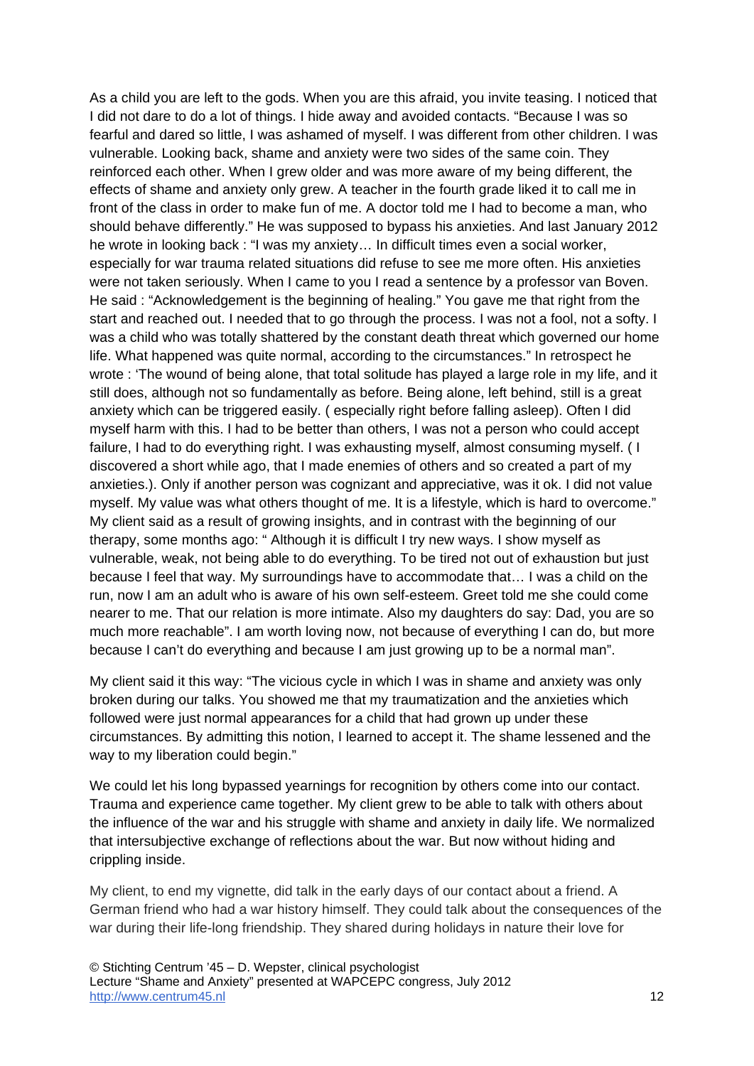As a child you are left to the gods. When you are this afraid, you invite teasing. I noticed that I did not dare to do a lot of things. I hide away and avoided contacts. "Because I was so fearful and dared so little, I was ashamed of myself. I was different from other children. I was vulnerable. Looking back, shame and anxiety were two sides of the same coin. They reinforced each other. When I grew older and was more aware of my being different, the effects of shame and anxiety only grew. A teacher in the fourth grade liked it to call me in front of the class in order to make fun of me. A doctor told me I had to become a man, who should behave differently." He was supposed to bypass his anxieties. And last January 2012 he wrote in looking back : "I was my anxiety… In difficult times even a social worker, especially for war trauma related situations did refuse to see me more often. His anxieties were not taken seriously. When I came to you I read a sentence by a professor van Boven. He said : "Acknowledgement is the beginning of healing." You gave me that right from the start and reached out. I needed that to go through the process. I was not a fool, not a softy. I was a child who was totally shattered by the constant death threat which governed our home life. What happened was quite normal, according to the circumstances." In retrospect he wrote : 'The wound of being alone, that total solitude has played a large role in my life, and it still does, although not so fundamentally as before. Being alone, left behind, still is a great anxiety which can be triggered easily. ( especially right before falling asleep). Often I did myself harm with this. I had to be better than others, I was not a person who could accept failure, I had to do everything right. I was exhausting myself, almost consuming myself. ( I discovered a short while ago, that I made enemies of others and so created a part of my anxieties.). Only if another person was cognizant and appreciative, was it ok. I did not value myself. My value was what others thought of me. It is a lifestyle, which is hard to overcome." My client said as a result of growing insights, and in contrast with the beginning of our therapy, some months ago: " Although it is difficult I try new ways. I show myself as vulnerable, weak, not being able to do everything. To be tired not out of exhaustion but just because I feel that way. My surroundings have to accommodate that… I was a child on the run, now I am an adult who is aware of his own self-esteem. Greet told me she could come nearer to me. That our relation is more intimate. Also my daughters do say: Dad, you are so much more reachable". I am worth loving now, not because of everything I can do, but more because I can't do everything and because I am just growing up to be a normal man".

My client said it this way: "The vicious cycle in which I was in shame and anxiety was only broken during our talks. You showed me that my traumatization and the anxieties which followed were just normal appearances for a child that had grown up under these circumstances. By admitting this notion, I learned to accept it. The shame lessened and the way to my liberation could begin."

We could let his long bypassed yearnings for recognition by others come into our contact. Trauma and experience came together. My client grew to be able to talk with others about the influence of the war and his struggle with shame and anxiety in daily life. We normalized that intersubjective exchange of reflections about the war. But now without hiding and crippling inside.

My client, to end my vignette, did talk in the early days of our contact about a friend. A German friend who had a war history himself. They could talk about the consequences of the war during their life-long friendship. They shared during holidays in nature their love for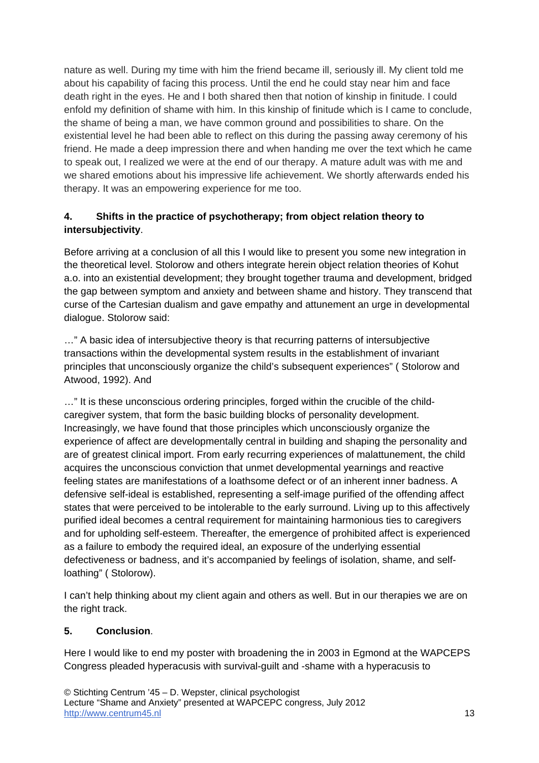nature as well. During my time with him the friend became ill, seriously ill. My client told me about his capability of facing this process. Until the end he could stay near him and face death right in the eyes. He and I both shared then that notion of kinship in finitude. I could enfold my definition of shame with him. In this kinship of finitude which is I came to conclude, the shame of being a man, we have common ground and possibilities to share. On the existential level he had been able to reflect on this during the passing away ceremony of his friend. He made a deep impression there and when handing me over the text which he came to speak out, I realized we were at the end of our therapy. A mature adult was with me and we shared emotions about his impressive life achievement. We shortly afterwards ended his therapy. It was an empowering experience for me too.

## 4. Shifts in the practice of psychotherapy; from object relation theory to intersubjectivity.

Before arriving at a conclusion of all this I would like to present you some new integration in the theoretical level. Stolorow and others integrate herein object relation theories of Kohut a.o. into an existential development; they brought together trauma and development, bridged the gap between symptom and anxiety and between shame and history. They transcend that curse of the Cartesian dualism and gave empathy and attunement an urge in developmental dialogue. Stolorow said:

…" A basic idea of intersubjective theory is that recurring patterns of intersubjective transactions within the developmental system results in the establishment of invariant principles that unconsciously organize the child's subsequent experiences" ( Stolorow and Atwood, 1992). And

…" It is these unconscious ordering principles, forged within the crucible of the child-caregiver system, that form the basic building blocks of personality development. Increasingly, we have found that those principles which unconsciously organize the experience of affect are developmentally central in building and shaping the personality and are of greatest clinical import. From early recurring experiences of malattunement, the child acquires the unconscious conviction that unmet developmental yearnings and reactive feeling states are manifestations of a loathsome defect or of an inherent inner badness. A defensive self-ideal is established, representing a self-image purified of the offending affect states that were perceived to be intolerable to the early surround. Living up to this affectively purified ideal becomes a central requirement for maintaining harmonious ties to caregivers and for upholding self-esteem. Thereafter, the emergence of prohibited affect is experienced as a failure to embody the required ideal, an exposure of the underlying essential defectiveness or badness, and it's accompanied by feelings of isolation, shame, and self-loathing" ( Stolorow).

I can't help thinking about my client again and others as well. But in our therapies we are on the right track.

## 5. Conclusion.

Here I would like to end my poster with broadening the in 2003 in Egmond at the WAPCEPS Congress pleaded hyperacusis with survival-guilt and -shame with a hyperacusis to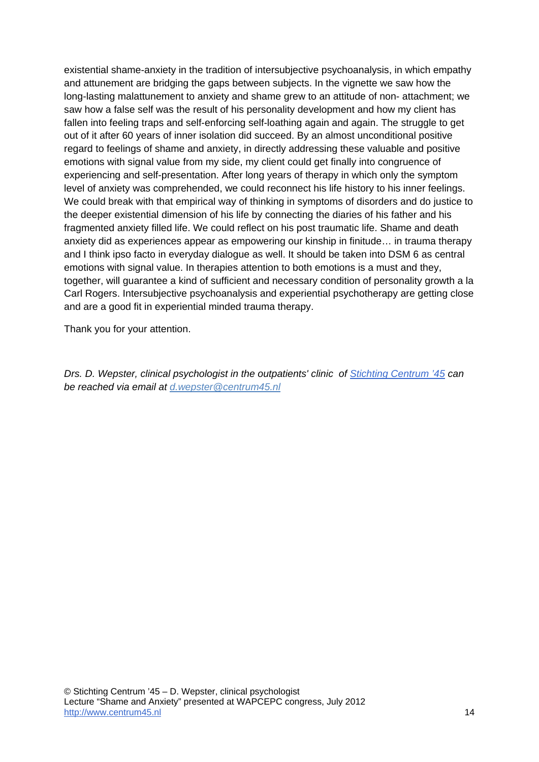existential shame-anxiety in the tradition of intersubjective psychoanalysis, in which empathy and attunement are bridging the gaps between subjects. In the vignette we saw how the long-lasting malattunement to anxiety and shame grew to an attitude of non- attachment; we saw how a false self was the result of his personality development and how my client has fallen into feeling traps and self-enforcing self-loathing again and again. The struggle to get out of it after 60 years of inner isolation did succeed. By an almost unconditional positive regard to feelings of shame and anxiety, in directly addressing these valuable and positive emotions with signal value from my side, my client could get finally into congruence of experiencing and self-presentation. After long years of therapy in which only the symptom level of anxiety was comprehended, we could reconnect his life history to his inner feelings. We could break with that empirical way of thinking in symptoms of disorders and do justice to the deeper existential dimension of his life by connecting the diaries of his father and his fragmented anxiety filled life. We could reflect on his post traumatic life. Shame and death anxiety did as experiences appear as empowering our kinship in finitude… in trauma therapy and I think ipso facto in everyday dialogue as well. It should be taken into DSM 6 as central emotions with signal value. In therapies attention to both emotions is a must and they, together, will guarantee a kind of sufficient and necessary condition of personality growth a la Carl Rogers. Intersubjective psychoanalysis and experiential psychotherapy are getting close and are a good fit in experiential minded trauma therapy.

Thank you for your attention.

*Drs. D. Wepster, clinical psychologist in the outpatients' clinic of [Stichting Centrum '45](http://www.centrum45.nl) can be reached via email at [d.wepster@centrum45.nl](mailto:d.wepster@centrum45.nl)*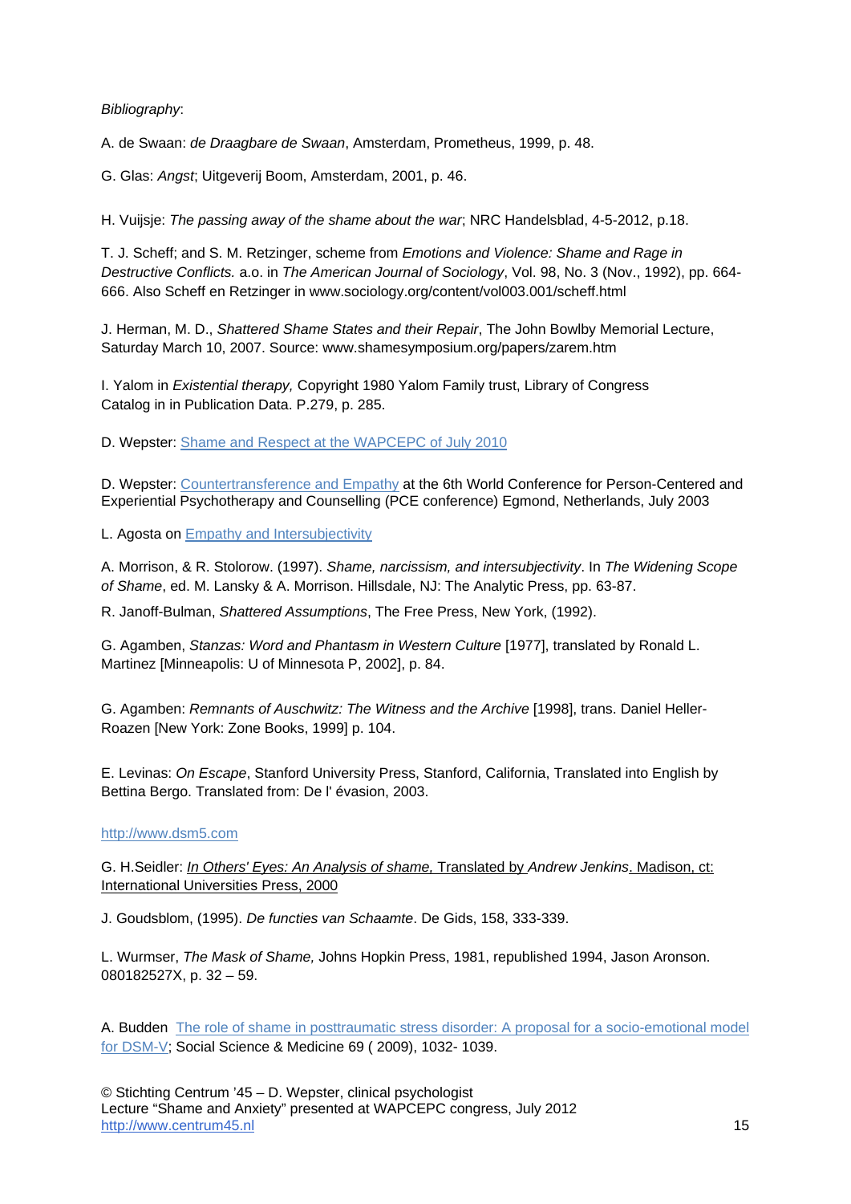*Bibliography*:

A. de Swaan: *de Draagbare de Swaan*, Amsterdam, Prometheus, 1999, p. 48.

G. Glas: *Angst*; Uitgeverij Boom, Amsterdam, 2001, p. 46.

H. Vuijsje: *The passing away of the shame about the war*; NRC Handelsblad, 4-5-2012, p.18.

T. J. Scheff; and S. M. Retzinger, scheme from *Emotions and Violence: Shame and Rage in Destructive Conflicts.* a.o. in *The American Journal of Sociology*, Vol. 98, No. 3 (Nov., 1992), pp. 664-666. Also Scheff en Retzinger in www.sociology.org/content/vol003.001/scheff.html

J. Herman, M. D., *Shattered Shame States and their Repair*, The John Bowlby Memorial Lecture, Saturday March 10, 2007. Source: www.shamesymposium.org/papers/zarem.htm

I. Yalom in *Existential therapy,* Copyright 1980 Yalom Family trust, Library of Congress Catalog in in Publication Data. P.279, p. 285.

D. Wepster: Shame and Respect at the WAPCEPC of July 2010

D. Wepster: Countertransference and Empathy at the 6th World Conference for Person-Centered and Experiential Psychotherapy and Counselling (PCE conference) Egmond, Netherlands, July 2003

L. Agosta on Empathy and Intersubjectivity

A. Morrison, & R. Stolorow. (1997). *Shame, narcissism, and intersubjectivity*. In *The Widening Scope of Shame*, ed. M. Lansky & A. Morrison. Hillsdale, NJ: The Analytic Press, pp. 63-87.

R. Janoff-Bulman, *Shattered Assumptions*, The Free Press, New York, (1992).

G. Agamben, *Stanzas: Word and Phantasm in Western Culture* [1977], translated by Ronald L. Martinez [Minneapolis: U of Minnesota P, 2002], p. 84.

G. Agamben: *Remnants of Auschwitz: The Witness and the Archive* [1998], trans. Daniel Heller-Roazen [New York: Zone Books, 1999] p. 104.

E. Levinas: *On Escape*, Stanford University Press, Stanford, California, Translated into English by Bettina Bergo. Translated from: De l' évasion, 2003.

http://www.dsm5.com

G. H.Seidler: *In Others' Eyes: An Analysis of shame,* Translated by *Andrew Jenkins*. Madison, ct: International Universities Press, 2000

J. Goudsblom, (1995). *De functies van Schaamte*. De Gids, 158, 333-339.

L. Wurmser, *The Mask of Shame,* Johns Hopkin Press, 1981, republished 1994, Jason Aronson. 080182527X, p. 32 – 59.

A. Budden The role of shame in posttraumatic stress disorder: A proposal for a socio-emotional model for DSM-V; Social Science & Medicine 69 ( 2009), 1032- 1039.

© Stichting Centrum '45 – D. Wepster, clinical psychologist
Lecture "Shame and Anxiety" presented at WAPCEPC congress, July 2012
http://www.centrum45.nl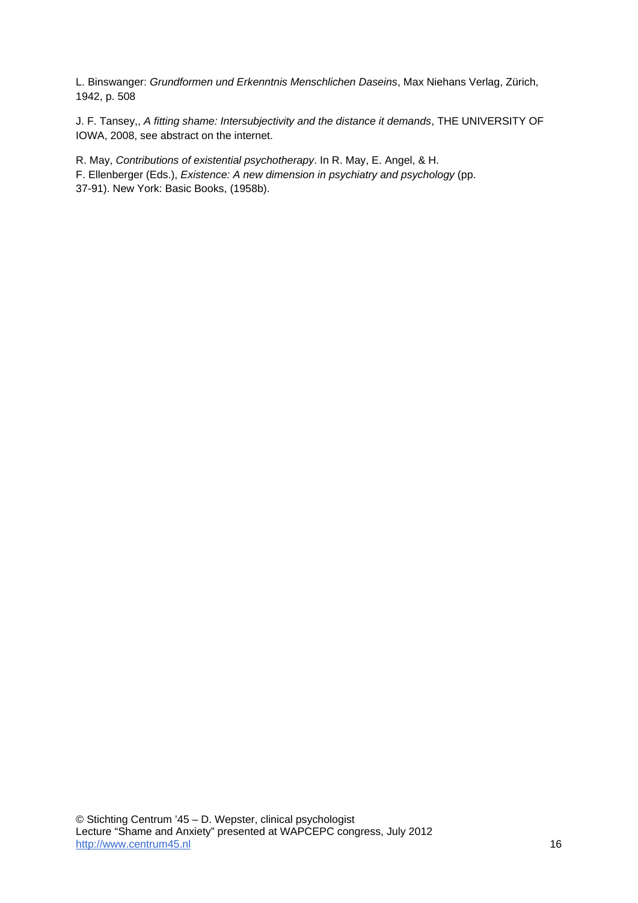L. Binswanger: *Grundformen und Erkenntnis Menschlichen Daseins*, Max Niehans Verlag, Zürich, 1942, p. 508

J. F. Tansey,, *A fitting shame: Intersubjectivity and the distance it demands*, THE UNIVERSITY OF IOWA, 2008, see abstract on the internet.

R. May, *Contributions of existential psychotherapy*. In R. May, E. Angel, & H. F. Ellenberger (Eds.), *Existence: A new dimension in psychiatry and psychology* (pp. 37-91). New York: Basic Books, (1958b).